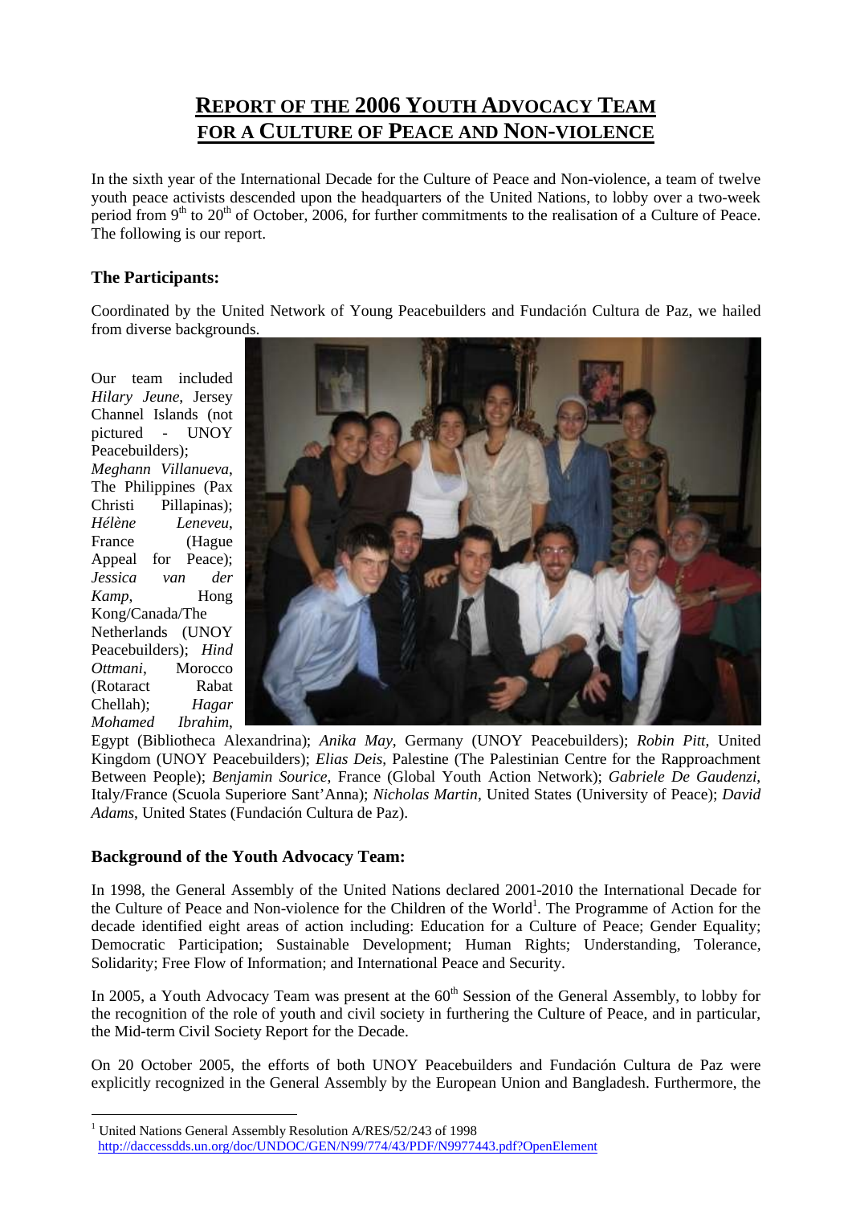# REPORT OF THE 2006 YOUTH ADVOCACY TEAM FOR A CULTURE OF PEACE AND NON-VIOLENCE

In the sixth year of the International Decade for the Culture of Peace and Non-violence, a team of twelve youth peace activists descended upon the headquarters of the United Nations, to lobby over a two-week period from 9th to 20th of October, 2006, for further commitments to the realisation of a Culture of Peace. The following is our report.

## The Participants:

Coordinated by the United Network of Young Peacebuilders and Fundación Cultura de Paz, we hailed from diverse backgrounds.

Our team included *Hilary Jeune*, Jersey Channel Islands (not pictured - UNOY Peacebuilders); *Meghann Villanueva*, The Philippines (Pax Christi Pillapinas); *Hélène Leneveu*, France (Hague Appeal for Peace); *Jessica van der Kamp*, Hong Kong/Canada/The Netherlands (UNOY Peacebuilders); *Hind Ottmani*, Morocco (Rotaract Rabat Chellah); *Hagar Mohamed Ibrahim*, Egypt (Bibliotheca Alexandrina); *Anika May*, Germany (UNOY Peacebuilders); *Robin Pitt*, United Kingdom (UNOY Peacebuilders); *Elias Deis*, Palestine (The Palestinian Centre for the Rapproachment Between People); *Benjamin Sourice*, France (Global Youth Action Network); *Gabriele De Gaudenzi*, Italy/France (Scuola Superiore Sant'Anna); *Nicholas Martin*, United States (University of Peace); *David Adams*, United States (Fundación Cultura de Paz).

## Background of the Youth Advocacy Team:

In 1998, the General Assembly of the United Nations declared 2001-2010 the International Decade for the Culture of Peace and Non-violence for the Children of the World[1]. The Programme of Action for the decade identified eight areas of action including: Education for a Culture of Peace; Gender Equality; Democratic Participation; Sustainable Development; Human Rights; Understanding, Tolerance, Solidarity; Free Flow of Information; and International Peace and Security.

In 2005, a Youth Advocacy Team was present at the 60th Session of the General Assembly, to lobby for the recognition of the role of youth and civil society in furthering the Culture of Peace, and in particular, the Mid-term Civil Society Report for the Decade.

On 20 October 2005, the efforts of both UNOY Peacebuilders and Fundación Cultura de Paz were explicitly recognized in the General Assembly by the European Union and Bangladesh. Furthermore, the

[1] United Nations General Assembly Resolution A/RES/52/243 of 1998 http://daccessdds.un.org/doc/UNDOC/GEN/N99/774/43/PDF/N9977443.pdf?OpenElement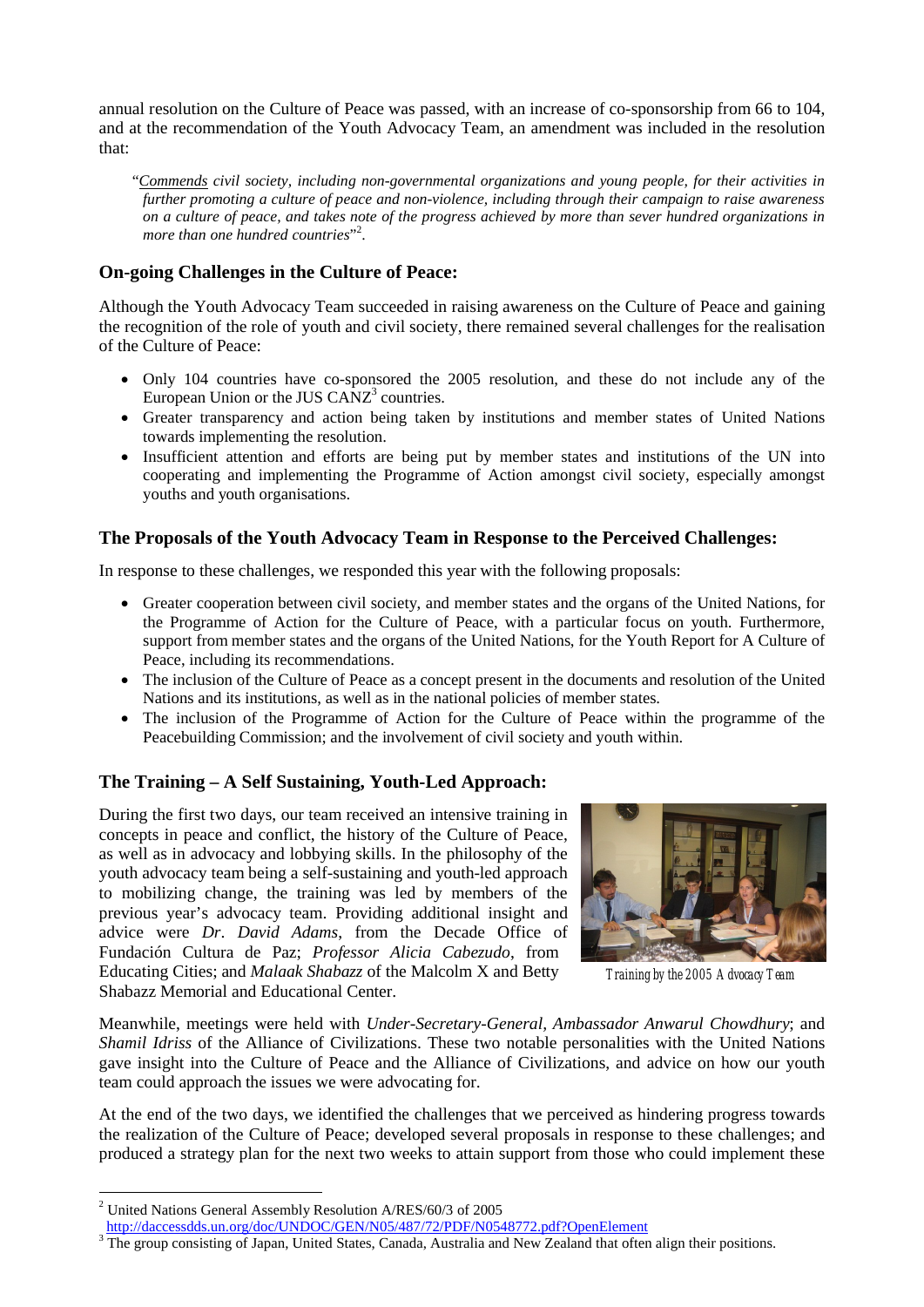annual resolution on the Culture of Peace was passed, with an increase of co-sponsorship from 66 to 104, and at the recommendation of the Youth Advocacy Team, an amendment was included in the resolution that:

> "*Commends civil society, including non-governmental organizations and young people, for their activities in further promoting a culture of peace and non-violence, including through their campaign to raise awareness on a culture of peace, and takes note of the progress achieved by more than sever hundred organizations in more than one hundred countries*"[2].

### On-going Challenges in the Culture of Peace:

Although the Youth Advocacy Team succeeded in raising awareness on the Culture of Peace and gaining the recognition of the role of youth and civil society, there remained several challenges for the realisation of the Culture of Peace:

- Only 104 countries have co-sponsored the 2005 resolution, and these do not include any of the European Union or the JUS CANZ[3] countries.
- Greater transparency and action being taken by institutions and member states of United Nations towards implementing the resolution.
- Insufficient attention and efforts are being put by member states and institutions of the UN into cooperating and implementing the Programme of Action amongst civil society, especially amongst youths and youth organisations.

### The Proposals of the Youth Advocacy Team in Response to the Perceived Challenges:

In response to these challenges, we responded this year with the following proposals:

- Greater cooperation between civil society, and member states and the organs of the United Nations, for the Programme of Action for the Culture of Peace, with a particular focus on youth. Furthermore, support from member states and the organs of the United Nations, for the Youth Report for A Culture of Peace, including its recommendations.
- The inclusion of the Culture of Peace as a concept present in the documents and resolution of the United Nations and its institutions, as well as in the national policies of member states.
- The inclusion of the Programme of Action for the Culture of Peace within the programme of the Peacebuilding Commission; and the involvement of civil society and youth within.

### The Training – A Self Sustaining, Youth-Led Approach:

During the first two days, our team received an intensive training in concepts in peace and conflict, the history of the Culture of Peace, as well as in advocacy and lobbying skills. In the philosophy of the youth advocacy team being a self-sustaining and youth-led approach to mobilizing change, the training was led by members of the previous year's advocacy team. Providing additional insight and advice were *Dr. David Adams*, from the Decade Office of Fundación Cultura de Paz; *Professor Alicia Cabezudo*, from Educating Cities; and *Malaak Shabazz* of the Malcolm X and Betty Shabazz Memorial and Educational Center.

Training by the 2005 Advocacy Team

Meanwhile, meetings were held with *Under-Secretary-General, Ambassador Anwarul Chowdhury*; and *Shamil Idriss* of the Alliance of Civilizations. These two notable personalities with the United Nations gave insight into the Culture of Peace and the Alliance of Civilizations, and advice on how our youth team could approach the issues we were advocating for.

At the end of the two days, we identified the challenges that we perceived as hindering progress towards the realization of the Culture of Peace; developed several proposals in response to these challenges; and produced a strategy plan for the next two weeks to attain support from those who could implement these

---

[2] United Nations General Assembly Resolution A/RES/60/3 of 2005 http://daccessdds.un.org/doc/UNDOC/GEN/N05/487/72/PDF/N0548772.pdf?OpenElement

[3] The group consisting of Japan, United States, Canada, Australia and New Zealand that often align their positions.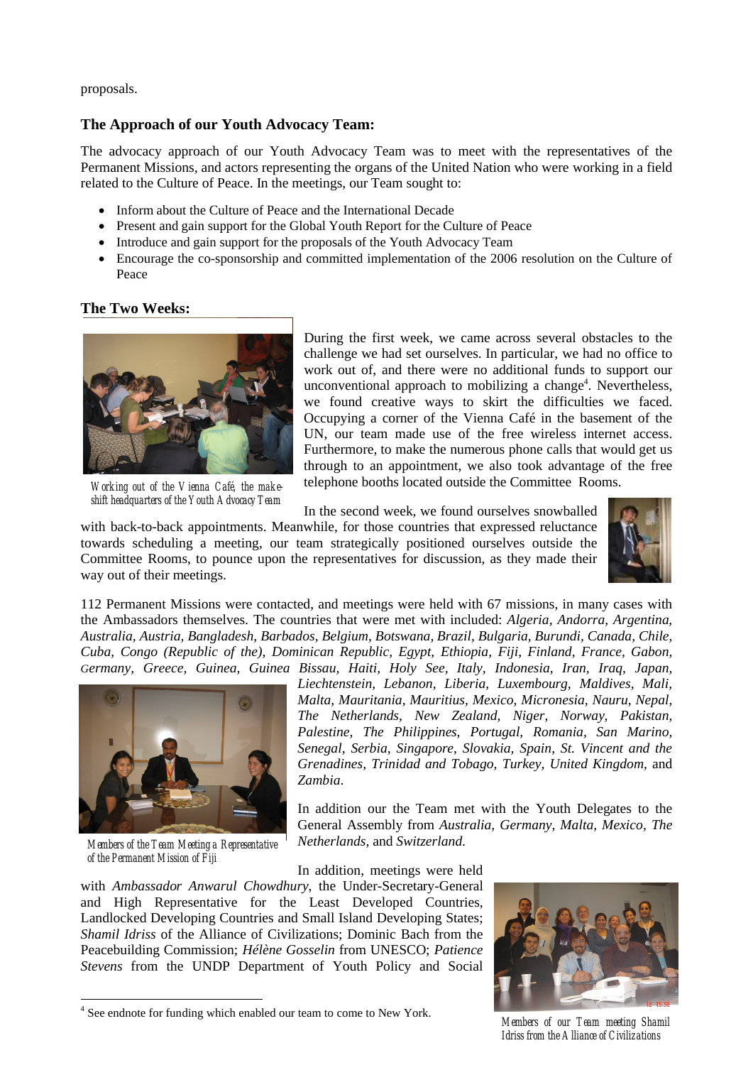proposals.

### The Approach of our Youth Advocacy Team:

The advocacy approach of our Youth Advocacy Team was to meet with the representatives of the Permanent Missions, and actors representing the organs of the United Nation who were working in a field related to the Culture of Peace. In the meetings, our Team sought to:

- Inform about the Culture of Peace and the International Decade
- Present and gain support for the Global Youth Report for the Culture of Peace
- Introduce and gain support for the proposals of the Youth Advocacy Team
- Encourage the co-sponsorship and committed implementation of the 2006 resolution on the Culture of Peace

### The Two Weeks:

*Working out of the Vienna Café, the make-shift headquarters of the Youth Advocacy Team*

During the first week, we came across several obstacles to the challenge we had set ourselves. In particular, we had no office to work out of, and there were no additional funds to support our unconventional approach to mobilizing a change[4]. Nevertheless, we found creative ways to skirt the difficulties we faced. Occupying a corner of the Vienna Café in the basement of the UN, our team made use of the free wireless internet access. Furthermore, to make the numerous phone calls that would get us through to an appointment, we also took advantage of the free telephone booths located outside the Committee Rooms.

In the second week, we found ourselves snowballed with back-to-back appointments. Meanwhile, for those countries that expressed reluctance towards scheduling a meeting, our team strategically positioned ourselves outside the Committee Rooms, to pounce upon the representatives for discussion, as they made their way out of their meetings.

112 Permanent Missions were contacted, and meetings were held with 67 missions, in many cases with the Ambassadors themselves. The countries that were met with included: *Algeria, Andorra, Argentina, Australia, Austria, Bangladesh, Barbados, Belgium, Botswana, Brazil, Bulgaria, Burundi, Canada, Chile, Cuba, Congo (Republic of the), Dominican Republic, Egypt, Ethiopia, Fiji, Finland, France, Gabon, Germany, Greece, Guinea, Guinea Bissau, Haiti, Holy See, Italy, Indonesia, Iran, Iraq, Japan, Liechtenstein, Lebanon, Liberia, Luxembourg, Maldives, Mali, Malta, Mauritania, Mauritius, Mexico, Micronesia, Nauru, Nepal, The Netherlands, New Zealand, Niger, Norway, Pakistan, Palestine, The Philippines, Portugal, Romania, San Marino, Senegal, Serbia, Singapore, Slovakia, Spain, St. Vincent and the Grenadines, Trinidad and Tobago, Turkey, United Kingdom,* and *Zambia.*

*Members of the Team Meeting a Representative of the Permanent Mission of Fiji*

In addition our the Team met with the Youth Delegates to the General Assembly from *Australia, Germany, Malta, Mexico, The Netherlands,* and *Switzerland.*

In addition, meetings were held with *Ambassador Anwarul Chowdhury*, the Under-Secretary-General and High Representative for the Least Developed Countries, Landlocked Developing Countries and Small Island Developing States; *Shamil Idriss* of the Alliance of Civilizations; Dominic Bach from the Peacebuilding Commission; *Hélène Gosselin* from UNESCO; *Patience Stevens* from the UNDP Department of Youth Policy and Social

*Members of our Team meeting Shamil Idriss from the Alliance of Civilizations*

[4] See endnote for funding which enabled our team to come to New York.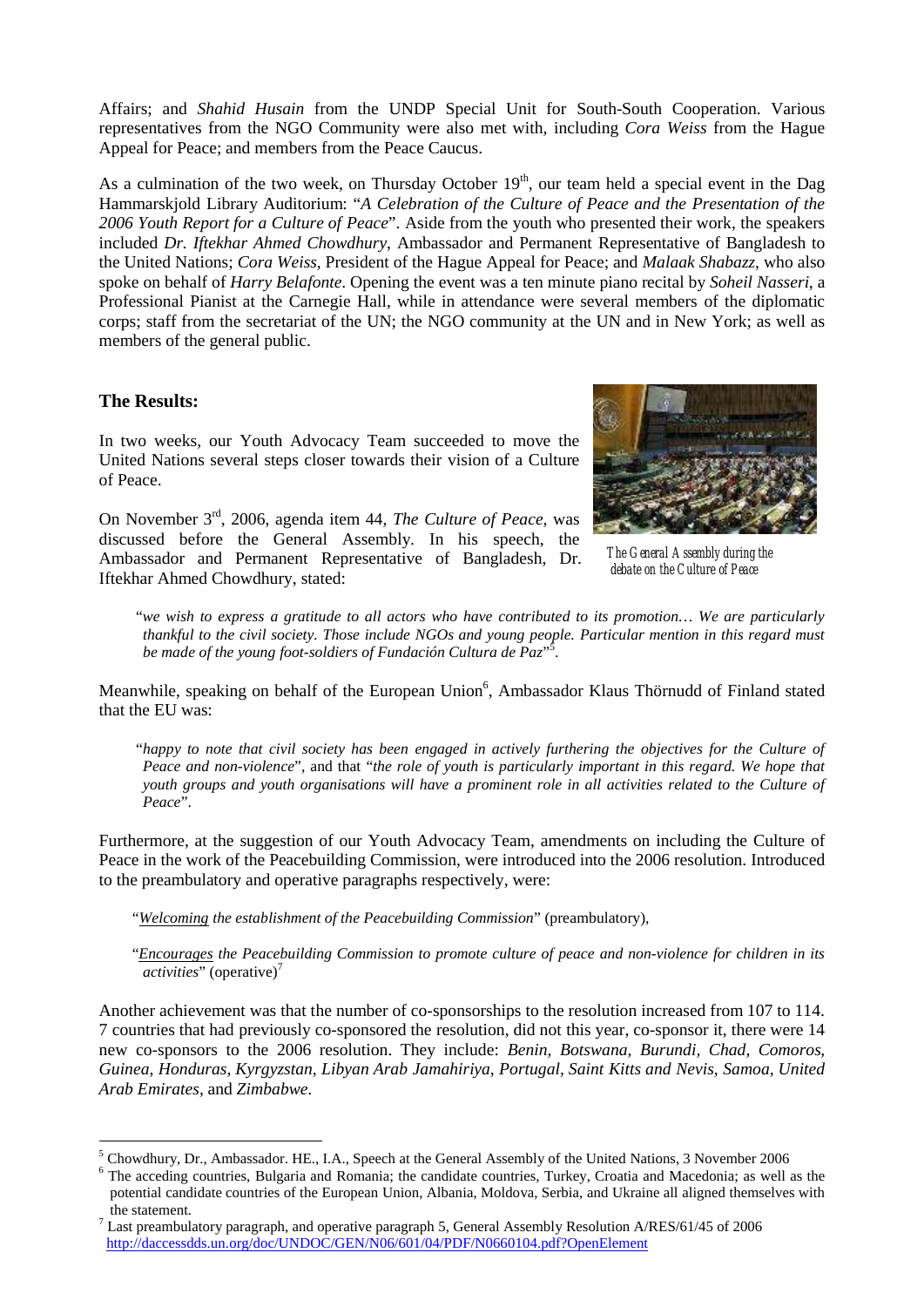Affairs; and *Shahid Husain* from the UNDP Special Unit for South-South Cooperation. Various representatives from the NGO Community were also met with, including *Cora Weiss* from the Hague Appeal for Peace; and members from the Peace Caucus.

As a culmination of the two week, on Thursday October 19th, our team held a special event in the Dag Hammarskjold Library Auditorium: "*A Celebration of the Culture of Peace and the Presentation of the 2006 Youth Report for a Culture of Peace*". Aside from the youth who presented their work, the speakers included *Dr. Iftekhar Ahmed Chowdhury*, Ambassador and Permanent Representative of Bangladesh to the United Nations; *Cora Weiss*, President of the Hague Appeal for Peace; and *Malaak Shabazz*, who also spoke on behalf of *Harry Belafonte*. Opening the event was a ten minute piano recital by *Soheil Nasseri*, a Professional Pianist at the Carnegie Hall, while in attendance were several members of the diplomatic corps; staff from the secretariat of the UN; the NGO community at the UN and in New York; as well as members of the general public.

### The Results:

In two weeks, our Youth Advocacy Team succeeded to move the United Nations several steps closer towards their vision of a Culture of Peace.

The General Assembly during the debate on the Culture of Peace

On November 3rd, 2006, agenda item 44, *The Culture of Peace*, was discussed before the General Assembly. In his speech, the Ambassador and Permanent Representative of Bangladesh, Dr. Iftekhar Ahmed Chowdhury, stated:

> "*we wish to express a gratitude to all actors who have contributed to its promotion… We are particularly thankful to the civil society. Those include NGOs and young people. Particular mention in this regard must be made of the young foot-soldiers of Fundación Cultura de Paz*"[5].

Meanwhile, speaking on behalf of the European Union[6], Ambassador Klaus Thörnudd of Finland stated that the EU was:

> "*happy to note that civil society has been engaged in actively furthering the objectives for the Culture of Peace and non-violence*", and that "*the role of youth is particularly important in this regard. We hope that youth groups and youth organisations will have a prominent role in all activities related to the Culture of Peace*".

Furthermore, at the suggestion of our Youth Advocacy Team, amendments on including the Culture of Peace in the work of the Peacebuilding Commission, were introduced into the 2006 resolution. Introduced to the preambulatory and operative paragraphs respectively, were:

> "*Welcoming the establishment of the Peacebuilding Commission*" (preambulatory),

> "*Encourages the Peacebuilding Commission to promote culture of peace and non-violence for children in its activities*" (operative)[7]

Another achievement was that the number of co-sponsorships to the resolution increased from 107 to 114. 7 countries that had previously co-sponsored the resolution, did not this year, co-sponsor it, there were 14 new co-sponsors to the 2006 resolution. They include: *Benin, Botswana, Burundi, Chad, Comoros, Guinea, Honduras, Kyrgyzstan, Libyan Arab Jamahiriya, Portugal, Saint Kitts and Nevis, Samoa, United Arab Emirates*, and *Zimbabwe*.

---

[5] Chowdhury, Dr., Ambassador. HE., I.A., Speech at the General Assembly of the United Nations, 3 November 2006

[6] The acceding countries, Bulgaria and Romania; the candidate countries, Turkey, Croatia and Macedonia; as well as the potential candidate countries of the European Union, Albania, Moldova, Serbia, and Ukraine all aligned themselves with the statement.

[7] Last preambulatory paragraph, and operative paragraph 5, General Assembly Resolution A/RES/61/45 of 2006 http://daccessdds.un.org/doc/UNDOC/GEN/N06/601/04/PDF/N0660104.pdf?OpenElement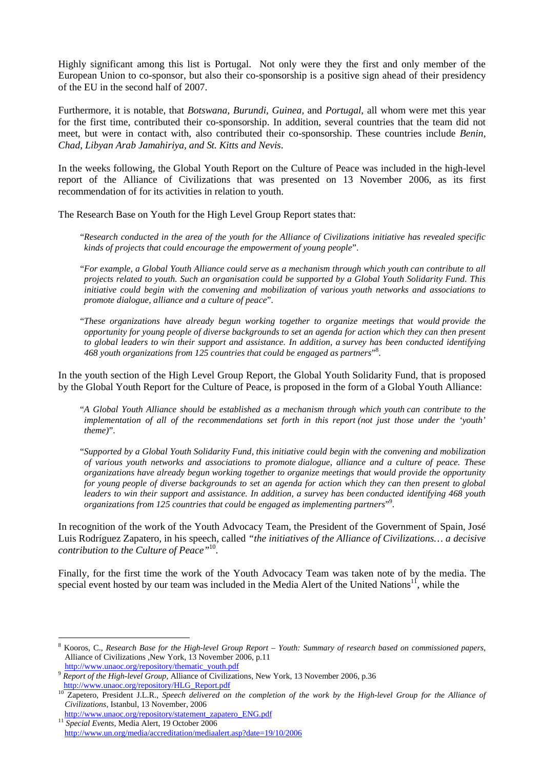Highly significant among this list is Portugal. Not only were they the first and only member of the European Union to co-sponsor, but also their co-sponsorship is a positive sign ahead of their presidency of the EU in the second half of 2007.

Furthermore, it is notable, that *Botswana, Burundi, Guinea,* and *Portugal*, all whom were met this year for the first time, contributed their co-sponsorship. In addition, several countries that the team did not meet, but were in contact with, also contributed their co-sponsorship. These countries include *Benin, Chad, Libyan Arab Jamahiriya, and St. Kitts and Nevis*.

In the weeks following, the Global Youth Report on the Culture of Peace was included in the high-level report of the Alliance of Civilizations that was presented on 13 November 2006, as its first recommendation of for its activities in relation to youth.

The Research Base on Youth for the High Level Group Report states that:

> "*Research conducted in the area of the youth for the Alliance of Civilizations initiative has revealed specific kinds of projects that could encourage the empowerment of young people*".
>
> "*For example, a Global Youth Alliance could serve as a mechanism through which youth can contribute to all projects related to youth. Such an organisation could be supported by a Global Youth Solidarity Fund. This initiative could begin with the convening and mobilization of various youth networks and associations to promote dialogue, alliance and a culture of peace*".
>
> "*These organizations have already begun working together to organize meetings that would provide the opportunity for young people of diverse backgrounds to set an agenda for action which they can then present to global leaders to win their support and assistance. In addition, a survey has been conducted identifying 468 youth organizations from 125 countries that could be engaged as partners*"[8].

In the youth section of the High Level Group Report, the Global Youth Solidarity Fund, that is proposed by the Global Youth Report for the Culture of Peace, is proposed in the form of a Global Youth Alliance:

> "*A Global Youth Alliance should be established as a mechanism through which youth can contribute to the implementation of all of the recommendations set forth in this report (not just those under the 'youth' theme)*".
>
> "*Supported by a Global Youth Solidarity Fund, this initiative could begin with the convening and mobilization of various youth networks and associations to promote dialogue, alliance and a culture of peace. These organizations have already begun working together to organize meetings that would provide the opportunity for young people of diverse backgrounds to set an agenda for action which they can then present to global leaders to win their support and assistance. In addition, a survey has been conducted identifying 468 youth organizations from 125 countries that could be engaged as implementing partners*"[9].

In recognition of the work of the Youth Advocacy Team, the President of the Government of Spain, José Luis Rodríguez Zapatero, in his speech, called *"the initiatives of the Alliance of Civilizations… a decisive contribution to the Culture of Peace"*[10].

Finally, for the first time the work of the Youth Advocacy Team was taken note of by the media. The special event hosted by our team was included in the Media Alert of the United Nations[11], while the

---

[8] Kooros, C., *Research Base for the High-level Group Report – Youth: Summary of research based on commissioned papers*, Alliance of Civilizations ,New York, 13 November 2006, p.11 http://www.unaoc.org/repository/thematic_youth.pdf

[9] *Report of the High-level Group*, Alliance of Civilizations, New York, 13 November 2006, p.36 http://www.unaoc.org/repository/HLG_Report.pdf

[10] Zapetero, President J.L.R., *Speech delivered on the completion of the work by the High-level Group for the Alliance of Civilizations*, Istanbul, 13 November, 2006 http://www.unaoc.org/repository/statement_zapatero_ENG.pdf

[11] *Special Events*, Media Alert, 19 October 2006 http://www.un.org/media/accreditation/mediaalert.asp?date=19/10/2006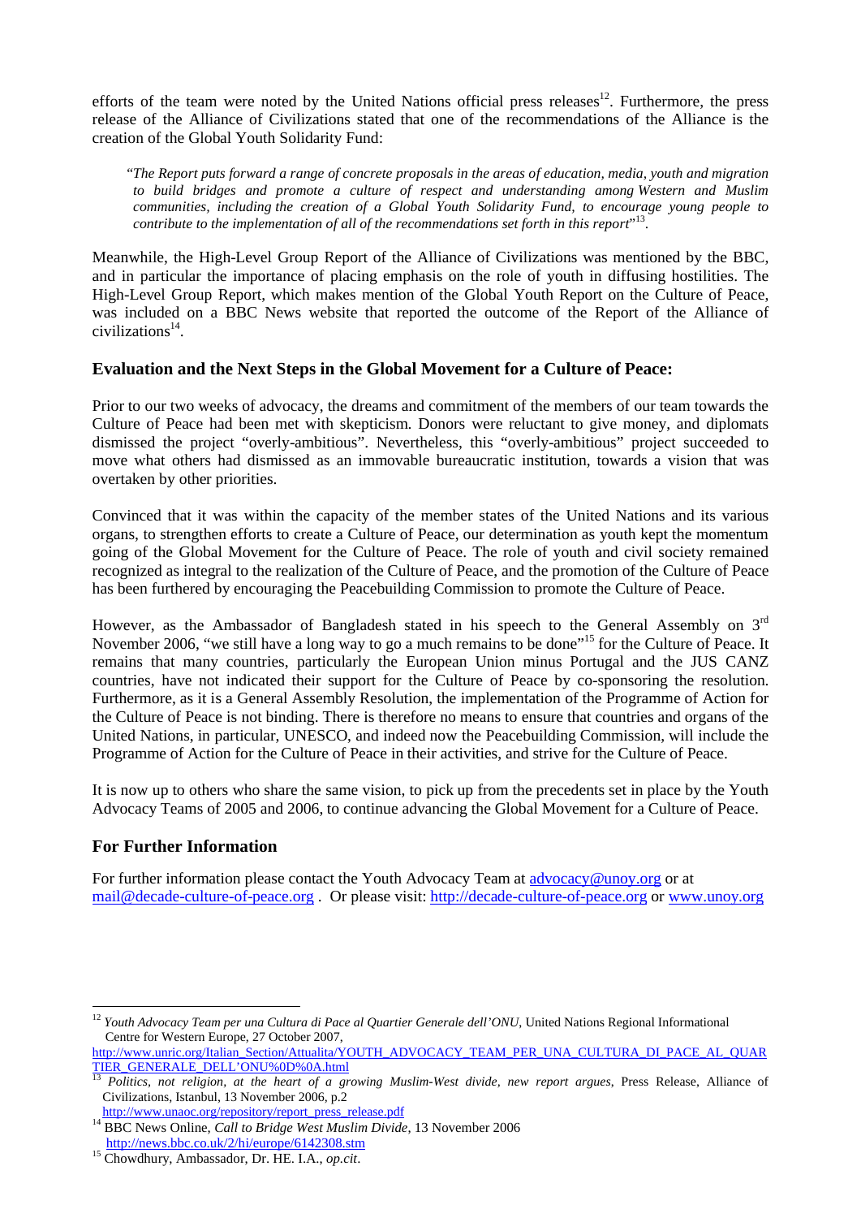efforts of the team were noted by the United Nations official press releases[12]. Furthermore, the press release of the Alliance of Civilizations stated that one of the recommendations of the Alliance is the creation of the Global Youth Solidarity Fund:

> "*The Report puts forward a range of concrete proposals in the areas of education, media, youth and migration to build bridges and promote a culture of respect and understanding among Western and Muslim communities, including the creation of a Global Youth Solidarity Fund, to encourage young people to contribute to the implementation of all of the recommendations set forth in this report*"[13].

Meanwhile, the High-Level Group Report of the Alliance of Civilizations was mentioned by the BBC, and in particular the importance of placing emphasis on the role of youth in diffusing hostilities. The High-Level Group Report, which makes mention of the Global Youth Report on the Culture of Peace, was included on a BBC News website that reported the outcome of the Report of the Alliance of civilizations[14].

## Evaluation and the Next Steps in the Global Movement for a Culture of Peace:

Prior to our two weeks of advocacy, the dreams and commitment of the members of our team towards the Culture of Peace had been met with skepticism. Donors were reluctant to give money, and diplomats dismissed the project "overly-ambitious". Nevertheless, this "overly-ambitious" project succeeded to move what others had dismissed as an immovable bureaucratic institution, towards a vision that was overtaken by other priorities.

Convinced that it was within the capacity of the member states of the United Nations and its various organs, to strengthen efforts to create a Culture of Peace, our determination as youth kept the momentum going of the Global Movement for the Culture of Peace. The role of youth and civil society remained recognized as integral to the realization of the Culture of Peace, and the promotion of the Culture of Peace has been furthered by encouraging the Peacebuilding Commission to promote the Culture of Peace.

However, as the Ambassador of Bangladesh stated in his speech to the General Assembly on 3rd November 2006, "we still have a long way to go a much remains to be done"[15] for the Culture of Peace. It remains that many countries, particularly the European Union minus Portugal and the JUS CANZ countries, have not indicated their support for the Culture of Peace by co-sponsoring the resolution. Furthermore, as it is a General Assembly Resolution, the implementation of the Programme of Action for the Culture of Peace is not binding. There is therefore no means to ensure that countries and organs of the United Nations, in particular, UNESCO, and indeed now the Peacebuilding Commission, will include the Programme of Action for the Culture of Peace in their activities, and strive for the Culture of Peace.

It is now up to others who share the same vision, to pick up from the precedents set in place by the Youth Advocacy Teams of 2005 and 2006, to continue advancing the Global Movement for a Culture of Peace.

## For Further Information

For further information please contact the Youth Advocacy Team at advocacy@unoy.org or at mail@decade-culture-of-peace.org . Or please visit: http://decade-culture-of-peace.org or www.unoy.org

---

[12] *Youth Advocacy Team per una Cultura di Pace al Quartier Generale dell'ONU*, United Nations Regional Informational Centre for Western Europe, 27 October 2007, http://www.unric.org/Italian_Section/Attualita/YOUTH_ADVOCACY_TEAM_PER_UNA_CULTURA_DI_PACE_AL_QUARTIER_GENERALE_DELL'ONU%0D%0A.html

[13] *Politics, not religion, at the heart of a growing Muslim-West divide, new report argues*, Press Release, Alliance of Civilizations, Istanbul, 13 November 2006, p.2 http://www.unaoc.org/repository/report_press_release.pdf

[14] BBC News Online, *Call to Bridge West Muslim Divide*, 13 November 2006 http://news.bbc.co.uk/2/hi/europe/6142308.stm

[15] Chowdhury, Ambassador, Dr. HE. I.A., *op.cit*.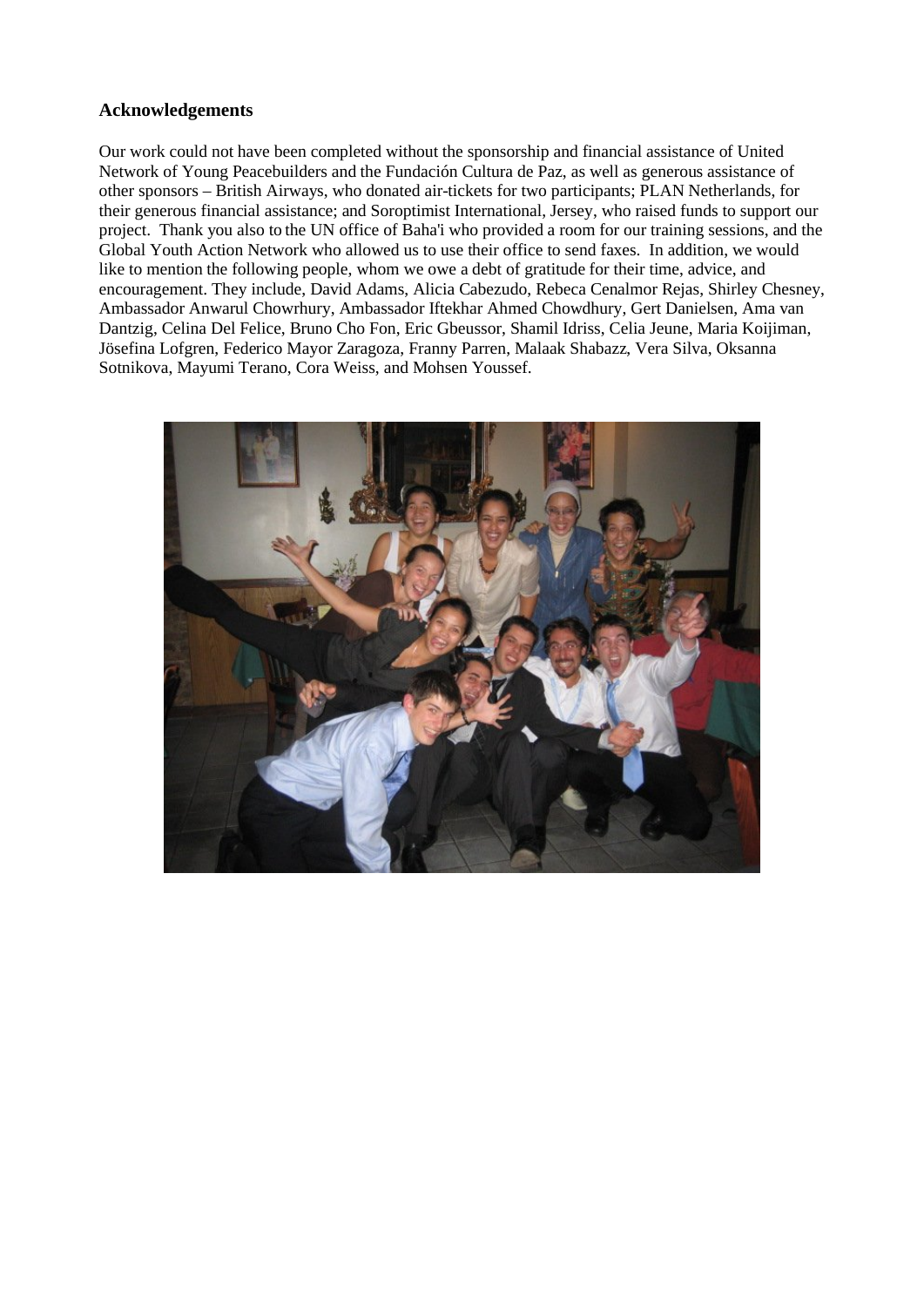## Acknowledgements

Our work could not have been completed without the sponsorship and financial assistance of United Network of Young Peacebuilders and the Fundación Cultura de Paz, as well as generous assistance of other sponsors – British Airways, who donated air-tickets for two participants; PLAN Netherlands, for their generous financial assistance; and Soroptimist International, Jersey, who raised funds to support our project. Thank you also to the UN office of Baha'i who provided a room for our training sessions, and the Global Youth Action Network who allowed us to use their office to send faxes. In addition, we would like to mention the following people, whom we owe a debt of gratitude for their time, advice, and encouragement. They include, David Adams, Alicia Cabezudo, Rebeca Cenalmor Rejas, Shirley Chesney, Ambassador Anwarul Chowrhury, Ambassador Iftekhar Ahmed Chowdhury, Gert Danielsen, Ama van Dantzig, Celina Del Felice, Bruno Cho Fon, Eric Gbeussor, Shamil Idriss, Celia Jeune, Maria Koijiman, Jösefina Lofgren, Federico Mayor Zaragoza, Franny Parren, Malaak Shabazz, Vera Silva, Oksanna Sotnikova, Mayumi Terano, Cora Weiss, and Mohsen Youssef.